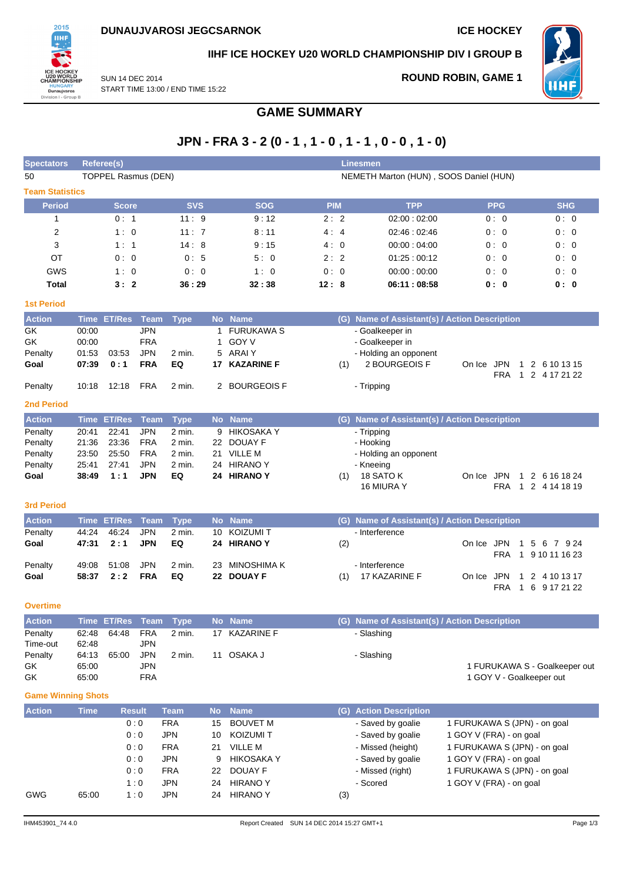**DUNAUJVAROSI JEGCSARNOK**

**ICE HOCKEY**

**IIHF ICE HOCKEY U20 WORLD CHAMPIONSHIP DIV I GROUP B**

SUN 14 DEC 2014
START TIME 13:00 / END TIME 15:22

**ROUND ROBIN, GAME 1**

# GAME SUMMARY

## JPN - FRA 3 - 2 (0 - 1 , 1 - 0 , 1 - 1 , 0 - 0 , 1 - 0)

| Spectators | Referee(s) | Linesmen |
|---|---|---|
| 50 | TOPPEL Rasmus (DEN) | NEMETH Marton (HUN) , SOOS Daniel (HUN) |

### Team Statistics

| Period | Score | SVS | SOG | PIM | TPP | PPG | SHG |
|---|---|---|---|---|---|---|---|
| 1 | 0 : 1 | 11 : 9 | 9 : 12 | 2 : 2 | 02:00 : 02:00 | 0 : 0 | 0 : 0 |
| 2 | 1 : 0 | 11 : 7 | 8 : 11 | 4 : 4 | 02:46 : 02:46 | 0 : 0 | 0 : 0 |
| 3 | 1 : 1 | 14 : 8 | 9 : 15 | 4 : 0 | 00:00 : 04:00 | 0 : 0 | 0 : 0 |
| OT | 0 : 0 | 0 : 5 | 5 : 0 | 2 : 2 | 01:25 : 00:12 | 0 : 0 | 0 : 0 |
| GWS | 1 : 0 | 0 : 0 | 1 : 0 | 0 : 0 | 00:00 : 00:00 | 0 : 0 | 0 : 0 |
| **Total** | **3 : 2** | **36 : 29** | **32 : 38** | **12 : 8** | **06:11 : 08:58** | **0 : 0** | **0 : 0** |

### 1st Period

| Action | Time | ET/Res | Team | Type | No | Name | (G) | Name of Assistant(s) / Action Description | |
|---|---|---|---|---|---|---|---|---|---|
| GK | 00:00 | | JPN | | 1 | FURUKAWA S | | - Goalkeeper in | |
| GK | 00:00 | | FRA | | 1 | GOY V | | - Goalkeeper in | |
| Penalty | 01:53 | 03:53 | JPN | 2 min. | 5 | ARAI Y | | - Holding an opponent | |
| **Goal** | **07:39** | **0 : 1** | **FRA** | **EQ** | **17** | **KAZARINE F** | (1) | 2 BOURGEOIS F | On Ice JPN 1 2 6 10 13 15 / FRA 1 2 4 17 21 22 |
| Penalty | 10:18 | 12:18 | FRA | 2 min. | 2 | BOURGEOIS F | | - Tripping | |

### 2nd Period

| Action | Time | ET/Res | Team | Type | No | Name | (G) | Name of Assistant(s) / Action Description | |
|---|---|---|---|---|---|---|---|---|---|
| Penalty | 20:41 | 22:41 | JPN | 2 min. | 9 | HIKOSAKA Y | | - Tripping | |
| Penalty | 21:36 | 23:36 | FRA | 2 min. | 22 | DOUAY F | | - Hooking | |
| Penalty | 23:50 | 25:50 | FRA | 2 min. | 21 | VILLE M | | - Holding an opponent | |
| Penalty | 25:41 | 27:41 | JPN | 2 min. | 24 | HIRANO Y | | - Kneeing | |
| **Goal** | **38:49** | **1 : 1** | **JPN** | **EQ** | **24** | **HIRANO Y** | (1) | 18 SATO K / 16 MIURA Y | On Ice JPN 1 2 6 16 18 24 / FRA 1 2 4 14 18 19 |

### 3rd Period

| Action | Time | ET/Res | Team | Type | No | Name | (G) | Name of Assistant(s) / Action Description | |
|---|---|---|---|---|---|---|---|---|---|
| Penalty | 44:24 | 46:24 | JPN | 2 min. | 10 | KOIZUMI T | | - Interference | |
| **Goal** | **47:31** | **2 : 1** | **JPN** | **EQ** | **24** | **HIRANO Y** | (2) | | On Ice JPN 1 5 6 7 9 24 / FRA 1 9 10 11 16 23 |
| Penalty | 49:08 | 51:08 | JPN | 2 min. | 23 | MINOSHIMA K | | - Interference | |
| **Goal** | **58:37** | **2 : 2** | **FRA** | **EQ** | **22** | **DOUAY F** | (1) | 17 KAZARINE F | On Ice JPN 1 2 4 10 13 17 / FRA 1 6 9 17 21 22 |

### Overtime

| Action | Time | ET/Res | Team | Type | No | Name | (G) | Name of Assistant(s) / Action Description | |
|---|---|---|---|---|---|---|---|---|---|
| Penalty | 62:48 | 64:48 | FRA | 2 min. | 17 | KAZARINE F | | - Slashing | |
| Time-out | 62:48 | | JPN | | | | | | |
| Penalty | 64:13 | 65:00 | JPN | 2 min. | 11 | OSAKA J | | - Slashing | |
| GK | 65:00 | | JPN | | | | | | 1 FURUKAWA S - Goalkeeper out |
| GK | 65:00 | | FRA | | | | | | 1 GOY V - Goalkeeper out |

### Game Winning Shots

| Action | Time | Result | Team | No | Name | (G) | Action Description | |
|---|---|---|---|---|---|---|---|---|
| | | 0 : 0 | FRA | 15 | BOUVET M | | - Saved by goalie | 1 FURUKAWA S (JPN) - on goal |
| | | 0 : 0 | JPN | 10 | KOIZUMI T | | - Saved by goalie | 1 GOY V (FRA) - on goal |
| | | 0 : 0 | FRA | 21 | VILLE M | | - Missed (height) | 1 FURUKAWA S (JPN) - on goal |
| | | 0 : 0 | JPN | 9 | HIKOSAKA Y | | - Saved by goalie | 1 GOY V (FRA) - on goal |
| | | 0 : 0 | FRA | 22 | DOUAY F | | - Missed (right) | 1 FURUKAWA S (JPN) - on goal |
| | | 1 : 0 | JPN | 24 | HIRANO Y | | - Scored | 1 GOY V (FRA) - on goal |
| GWG | 65:00 | 1 : 0 | JPN | 24 | HIRANO Y | (3) | | |

IHM453901_74 4.0 Report Created SUN 14 DEC 2014 15:27 GMT+1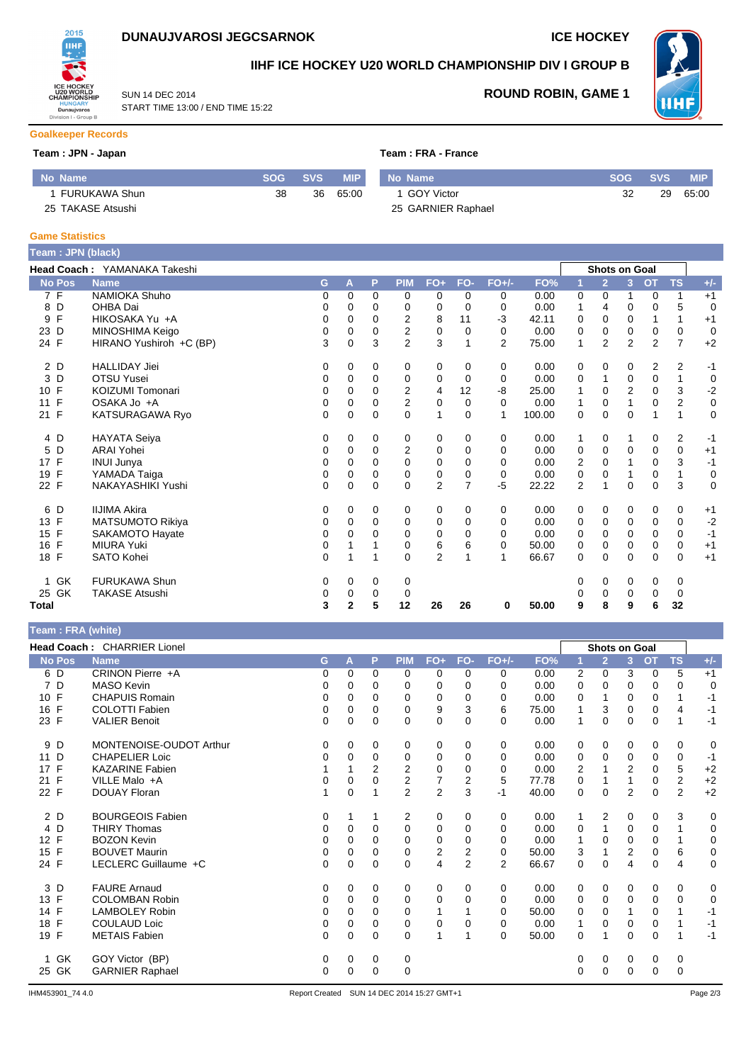# DUNAUJVAROSI JEGCSARNOK

ICE HOCKEY

## IIHF ICE HOCKEY U20 WORLD CHAMPIONSHIP DIV I GROUP B

SUN 14 DEC 2014
START TIME 13:00 / END TIME 15:22

**ROUND ROBIN, GAME 1**

### Goalkeeper Records

**Team : JPN - Japan**

| No | Name | SOG | SVS | MIP |
|---|---|---|---|---|
| 1 | FURUKAWA Shun | 38 | 36 | 65:00 |
| 25 | TAKASE Atsushi | | | |

**Team : FRA - France**

| No | Name | SOG | SVS | MIP |
|---|---|---|---|---|
| 1 | GOY Victor | 32 | 29 | 65:00 |
| 25 | GARNIER Raphael | | | |

### Game Statistics

**Team : JPN (black)**

Head Coach : YAMANAKA Takeshi

| No | Pos | Name | G | A | P | PIM | FO+ | FO- | FO+/- | FO% | Shots on Goal 1 | 2 | 3 | OT | TS | +/- |
|---|---|---|---|---|---|---|---|---|---|---|---|---|---|---|---|---|
| 7 | F | NAMIOKA Shuho | 0 | 0 | 0 | 0 | 0 | 0 | 0 | 0.00 | 0 | 0 | 1 | 0 | 1 | +1 |
| 8 | D | OHBA Dai | 0 | 0 | 0 | 0 | 0 | 0 | 0 | 0.00 | 1 | 4 | 0 | 0 | 5 | 0 |
| 9 | F | HIKOSAKA Yu +A | 0 | 0 | 0 | 2 | 8 | 11 | -3 | 42.11 | 0 | 0 | 0 | 1 | 1 | +1 |
| 23 | D | MINOSHIMA Keigo | 0 | 0 | 0 | 2 | 0 | 0 | 0 | 0.00 | 0 | 0 | 0 | 0 | 0 | 0 |
| 24 | F | HIRANO Yushiroh +C (BP) | 3 | 0 | 3 | 2 | 3 | 1 | 2 | 75.00 | 1 | 2 | 2 | 2 | 7 | +2 |
| 2 | D | HALLIDAY Jiei | 0 | 0 | 0 | 0 | 0 | 0 | 0 | 0.00 | 0 | 0 | 0 | 2 | 2 | -1 |
| 3 | D | OTSU Yusei | 0 | 0 | 0 | 0 | 0 | 0 | 0 | 0.00 | 0 | 1 | 0 | 0 | 1 | 0 |
| 10 | F | KOIZUMI Tomonari | 0 | 0 | 0 | 2 | 4 | 12 | -8 | 25.00 | 1 | 0 | 2 | 0 | 3 | -2 |
| 11 | F | OSAKA Jo +A | 0 | 0 | 0 | 2 | 0 | 0 | 0 | 0.00 | 1 | 0 | 1 | 0 | 2 | 0 |
| 21 | F | KATSURAGAWA Ryo | 0 | 0 | 0 | 0 | 1 | 0 | 1 | 100.00 | 0 | 0 | 0 | 1 | 1 | 0 |
| 4 | D | HAYATA Seiya | 0 | 0 | 0 | 0 | 0 | 0 | 0 | 0.00 | 1 | 0 | 1 | 0 | 2 | -1 |
| 5 | D | ARAI Yohei | 0 | 0 | 0 | 2 | 0 | 0 | 0 | 0.00 | 0 | 0 | 0 | 0 | 0 | +1 |
| 17 | F | INUI Junya | 0 | 0 | 0 | 0 | 0 | 0 | 0 | 0.00 | 2 | 0 | 1 | 0 | 3 | -1 |
| 19 | F | YAMADA Taiga | 0 | 0 | 0 | 0 | 0 | 0 | 0 | 0.00 | 0 | 0 | 1 | 0 | 1 | 0 |
| 22 | F | NAKAYASHIKI Yushi | 0 | 0 | 0 | 0 | 2 | 7 | -5 | 22.22 | 2 | 1 | 0 | 0 | 3 | 0 |
| 6 | D | IIJIMA Akira | 0 | 0 | 0 | 0 | 0 | 0 | 0 | 0.00 | 0 | 0 | 0 | 0 | 0 | +1 |
| 13 | F | MATSUMOTO Rikiya | 0 | 0 | 0 | 0 | 0 | 0 | 0 | 0.00 | 0 | 0 | 0 | 0 | 0 | -2 |
| 15 | F | SAKAMOTO Hayate | 0 | 0 | 0 | 0 | 0 | 0 | 0 | 0.00 | 0 | 0 | 0 | 0 | 0 | -1 |
| 16 | F | MIURA Yuki | 0 | 1 | 1 | 0 | 6 | 6 | 0 | 50.00 | 0 | 0 | 0 | 0 | 0 | +1 |
| 18 | F | SATO Kohei | 0 | 1 | 1 | 0 | 2 | 1 | 1 | 66.67 | 0 | 0 | 0 | 0 | 0 | +1 |
| 1 | GK | FURUKAWA Shun | 0 | 0 | 0 | 0 | | | | | 0 | 0 | 0 | 0 | 0 | |
| 25 | GK | TAKASE Atsushi | 0 | 0 | 0 | 0 | | | | | 0 | 0 | 0 | 0 | 0 | |
| Total | | | 3 | 2 | 5 | 12 | 26 | 26 | 0 | 50.00 | 9 | 8 | 9 | 6 | 32 | |

**Team : FRA (white)**

Head Coach : CHARRIER Lionel

| No | Pos | Name | G | A | P | PIM | FO+ | FO- | FO+/- | FO% | Shots on Goal 1 | 2 | 3 | OT | TS | +/- |
|---|---|---|---|---|---|---|---|---|---|---|---|---|---|---|---|---|
| 6 | D | CRINON Pierre +A | 0 | 0 | 0 | 0 | 0 | 0 | 0 | 0.00 | 2 | 0 | 3 | 0 | 5 | +1 |
| 7 | D | MASO Kevin | 0 | 0 | 0 | 0 | 0 | 0 | 0 | 0.00 | 0 | 0 | 0 | 0 | 0 | 0 |
| 10 | F | CHAPUIS Romain | 0 | 0 | 0 | 0 | 0 | 0 | 0 | 0.00 | 0 | 1 | 0 | 0 | 1 | -1 |
| 16 | F | COLOTTI Fabien | 0 | 0 | 0 | 0 | 9 | 3 | 6 | 75.00 | 1 | 3 | 0 | 0 | 4 | -1 |
| 23 | F | VALIER Benoit | 0 | 0 | 0 | 0 | 0 | 0 | 0 | 0.00 | 1 | 0 | 0 | 0 | 1 | -1 |
| 9 | D | MONTENOISE-OUDOT Arthur | 0 | 0 | 0 | 0 | 0 | 0 | 0 | 0.00 | 0 | 0 | 0 | 0 | 0 | 0 |
| 11 | D | CHAPELIER Loic | 0 | 0 | 0 | 0 | 0 | 0 | 0 | 0.00 | 0 | 0 | 0 | 0 | 0 | -1 |
| 17 | F | KAZARINE Fabien | 1 | 1 | 2 | 2 | 0 | 0 | 0 | 0.00 | 2 | 1 | 2 | 0 | 5 | +2 |
| 21 | F | VILLE Malo +A | 0 | 0 | 0 | 2 | 7 | 2 | 5 | 77.78 | 0 | 1 | 1 | 0 | 2 | +2 |
| 22 | F | DOUAY Floran | 1 | 0 | 1 | 2 | 2 | 3 | -1 | 40.00 | 0 | 0 | 2 | 0 | 2 | +2 |
| 2 | D | BOURGEOIS Fabien | 0 | 1 | 1 | 2 | 0 | 0 | 0 | 0.00 | 1 | 2 | 0 | 0 | 3 | 0 |
| 4 | D | THIRY Thomas | 0 | 0 | 0 | 0 | 0 | 0 | 0 | 0.00 | 0 | 1 | 0 | 0 | 1 | 0 |
| 12 | F | BOZON Kevin | 0 | 0 | 0 | 0 | 0 | 0 | 0 | 0.00 | 1 | 0 | 0 | 0 | 1 | 0 |
| 15 | F | BOUVET Maurin | 0 | 0 | 0 | 0 | 2 | 2 | 0 | 50.00 | 3 | 1 | 2 | 0 | 6 | 0 |
| 24 | F | LECLERC Guillaume +C | 0 | 0 | 0 | 0 | 4 | 2 | 2 | 66.67 | 0 | 0 | 4 | 0 | 4 | 0 |
| 3 | D | FAURE Arnaud | 0 | 0 | 0 | 0 | 0 | 0 | 0 | 0.00 | 0 | 0 | 0 | 0 | 0 | 0 |
| 13 | F | COLOMBAN Robin | 0 | 0 | 0 | 0 | 0 | 0 | 0 | 0.00 | 0 | 0 | 0 | 0 | 0 | 0 |
| 14 | F | LAMBOLEY Robin | 0 | 0 | 0 | 0 | 1 | 1 | 0 | 50.00 | 0 | 0 | 1 | 0 | 1 | -1 |
| 18 | F | COULAUD Loic | 0 | 0 | 0 | 0 | 0 | 0 | 0 | 0.00 | 1 | 0 | 0 | 0 | 1 | -1 |
| 19 | F | METAIS Fabien | 0 | 0 | 0 | 0 | 1 | 1 | 0 | 50.00 | 0 | 1 | 0 | 0 | 1 | -1 |
| 1 | GK | GOY Victor (BP) | 0 | 0 | 0 | 0 | | | | | 0 | 0 | 0 | 0 | 0 | |
| 25 | GK | GARNIER Raphael | 0 | 0 | 0 | 0 | | | | | 0 | 0 | 0 | 0 | 0 | |

IHM453901_74 4.0 Report Created SUN 14 DEC 2014 15:27 GMT+1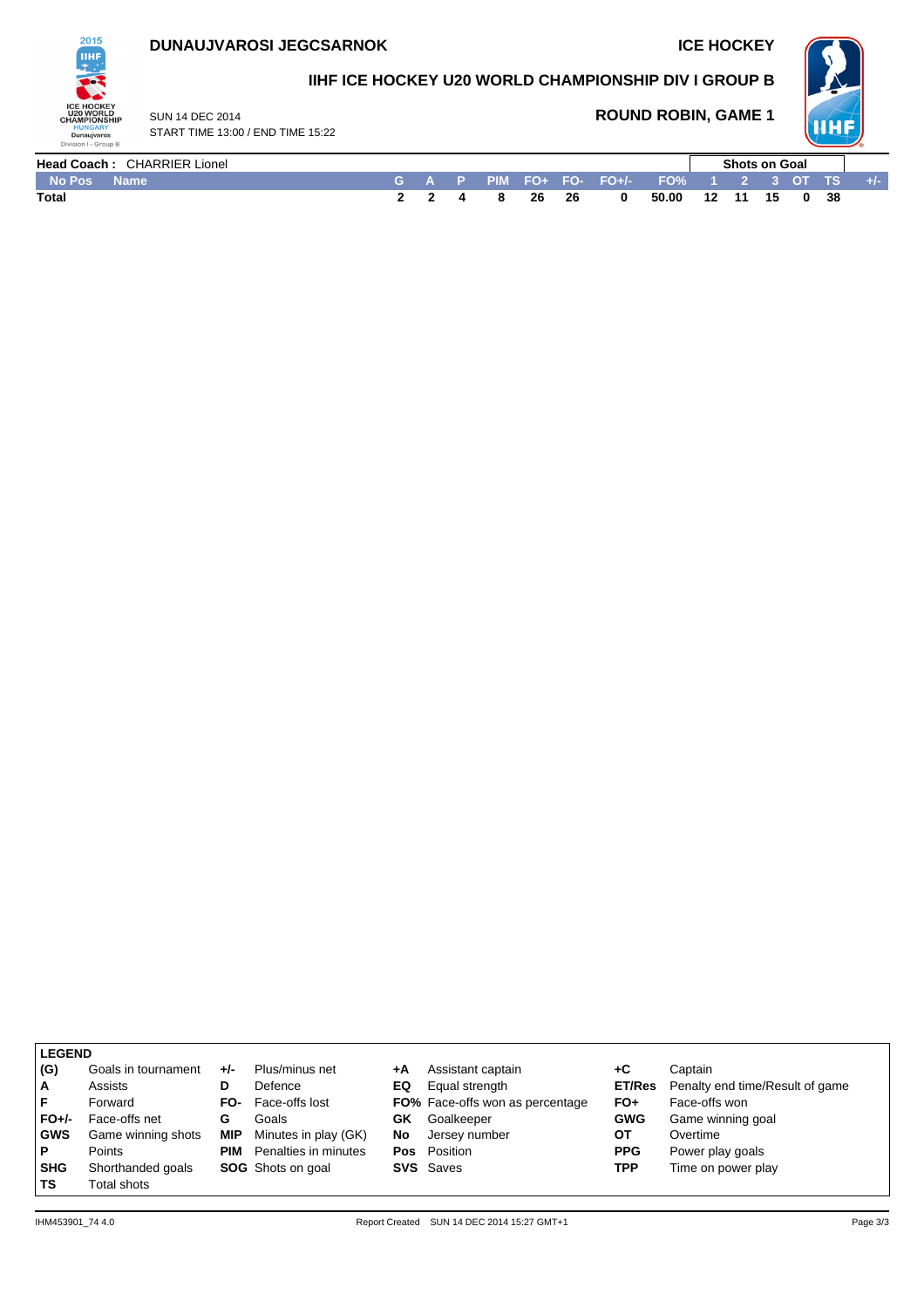**DUNAUJVAROSI JEGCSARNOK** — **ICE HOCKEY**

## IIHF ICE HOCKEY U20 WORLD CHAMPIONSHIP DIV I GROUP B

SUN 14 DEC 2014
START TIME 13:00 / END TIME 15:22

**ROUND ROBIN, GAME 1**

**Head Coach :** CHARRIER Lionel

| No | Pos | Name | G | A | P | PIM | FO+ | FO- | FO+/- | FO% | Shots on Goal 1 | 2 | 3 | OT | TS | +/- |
|---|---|---|---|---|---|---|---|---|---|---|---|---|---|---|---|---|
| **Total** | | | 2 | 2 | 4 | 8 | 26 | 26 | 0 | 50.00 | 12 | 11 | 15 | 0 | 38 | |

**LEGEND**

| | | | | | | | |
|---|---|---|---|---|---|---|---|
| (G) | Goals in tournament | +/- | Plus/minus net | +A | Assistant captain | +C | Captain |
| A | Assists | D | Defence | EQ | Equal strength | ET/Res | Penalty end time/Result of game |
| F | Forward | FO- | Face-offs lost | FO% | Face-offs won as percentage | FO+ | Face-offs won |
| FO+/- | Face-offs net | G | Goals | GK | Goalkeeper | GWG | Game winning goal |
| GWS | Game winning shots | MIP | Minutes in play (GK) | No | Jersey number | OT | Overtime |
| P | Points | PIM | Penalties in minutes | Pos | Position | PPG | Power play goals |
| SHG | Shorthanded goals | SOG | Shots on goal | SVS | Saves | TPP | Time on power play |
| TS | Total shots | | | | | | |

IHM453901_74 4.0 Report Created SUN 14 DEC 2014 15:27 GMT+1